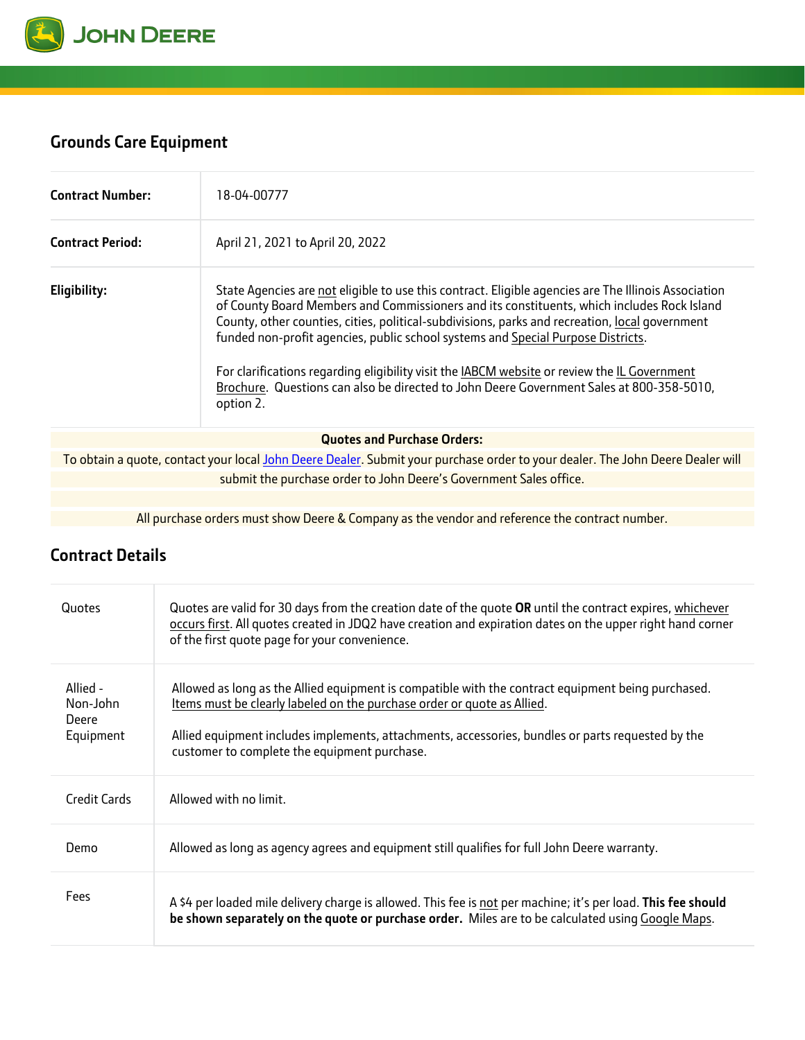JOHN DEERE

## Grounds Care Equipment

| | |
|---|---|
| **Contract Number:** | 18-04-00777 |
| **Contract Period:** | April 21, 2021 to April 20, 2022 |
| **Eligibility:** | State Agencies are not eligible to use this contract. Eligible agencies are The Illinois Association of County Board Members and Commissioners and its constituents, which includes Rock Island County, other counties, cities, political-subdivisions, parks and recreation, local government funded non-profit agencies, public school systems and Special Purpose Districts.<br><br>For clarifications regarding eligibility visit the IABCM website or review the IL Government Brochure. Questions can also be directed to John Deere Government Sales at 800-358-5010, option 2. |

**Quotes and Purchase Orders:**

To obtain a quote, contact your local John Deere Dealer. Submit your purchase order to your dealer. The John Deere Dealer will submit the purchase order to John Deere's Government Sales office.

All purchase orders must show Deere & Company as the vendor and reference the contract number.

## Contract Details

| | |
|---|---|
| Quotes | Quotes are valid for 30 days from the creation date of the quote **OR** until the contract expires, whichever occurs first. All quotes created in JDQ2 have creation and expiration dates on the upper right hand corner of the first quote page for your convenience. |
| Allied - Non-John Deere Equipment | Allowed as long as the Allied equipment is compatible with the contract equipment being purchased. Items must be clearly labeled on the purchase order or quote as Allied.<br><br>Allied equipment includes implements, attachments, accessories, bundles or parts requested by the customer to complete the equipment purchase. |
| Credit Cards | Allowed with no limit. |
| Demo | Allowed as long as agency agrees and equipment still qualifies for full John Deere warranty. |
| Fees | A $4 per loaded mile delivery charge is allowed. This fee is not per machine; it's per load. **This fee should be shown separately on the quote or purchase order.** Miles are to be calculated using Google Maps. |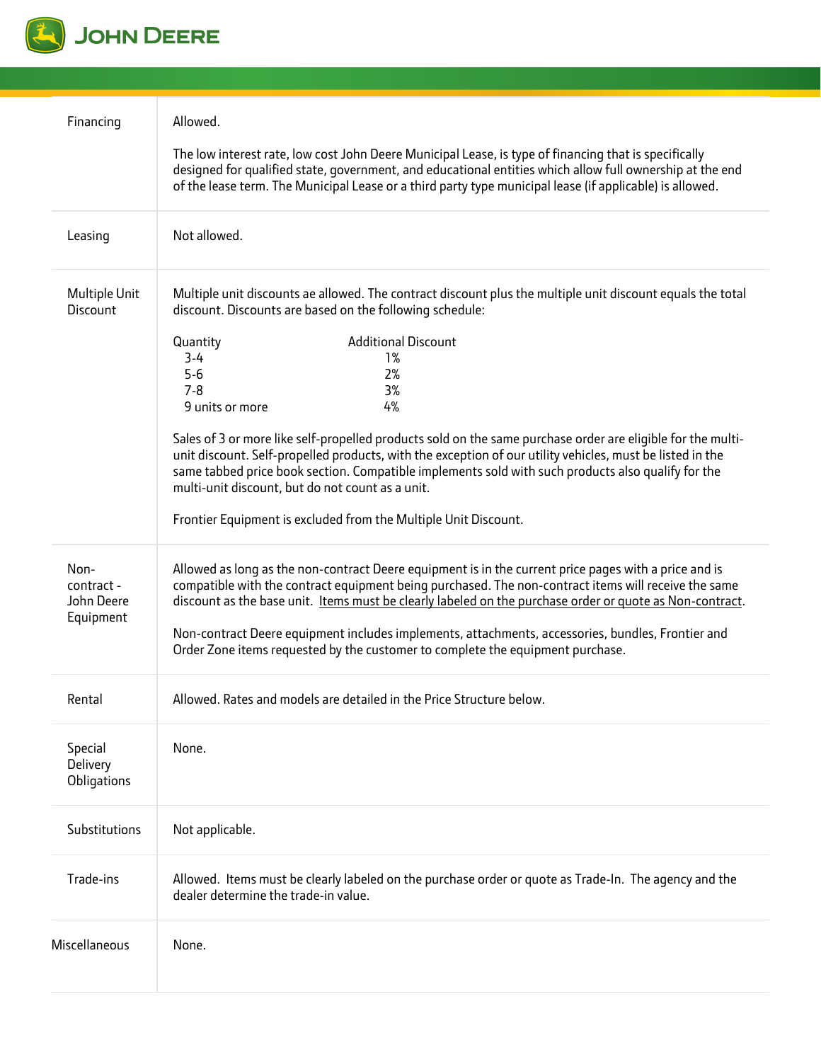| | |
|---|---|
| Financing | Allowed.<br><br>The low interest rate, low cost John Deere Municipal Lease, is type of financing that is specifically designed for qualified state, government, and educational entities which allow full ownership at the end of the lease term. The Municipal Lease or a third party type municipal lease (if applicable) is allowed. |
| Leasing | Not allowed. |
| Multiple Unit Discount | Multiple unit discounts ae allowed. The contract discount plus the multiple unit discount equals the total discount. Discounts are based on the following schedule:<br><br>Quantity — Additional Discount<br>3-4 — 1%<br>5-6 — 2%<br>7-8 — 3%<br>9 units or more — 4%<br><br>Sales of 3 or more like self-propelled products sold on the same purchase order are eligible for the multi-unit discount. Self-propelled products, with the exception of our utility vehicles, must be listed in the same tabbed price book section. Compatible implements sold with such products also qualify for the multi-unit discount, but do not count as a unit.<br><br>Frontier Equipment is excluded from the Multiple Unit Discount. |
| Non-contract - John Deere Equipment | Allowed as long as the non-contract Deere equipment is in the current price pages with a price and is compatible with the contract equipment being purchased. The non-contract items will receive the same discount as the base unit. Items must be clearly labeled on the purchase order or quote as Non-contract.<br><br>Non-contract Deere equipment includes implements, attachments, accessories, bundles, Frontier and Order Zone items requested by the customer to complete the equipment purchase. |
| Rental | Allowed. Rates and models are detailed in the Price Structure below. |
| Special Delivery Obligations | None. |
| Substitutions | Not applicable. |
| Trade-ins | Allowed. Items must be clearly labeled on the purchase order or quote as Trade-In. The agency and the dealer determine the trade-in value. |
| Miscellaneous | None. |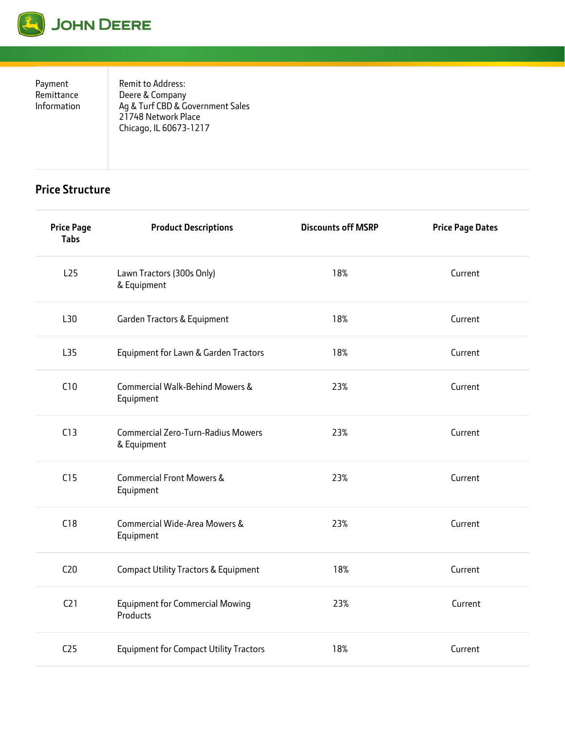| Payment Remittance Information | Remit to Address:<br>Deere & Company<br>Ag & Turf CBD & Government Sales<br>21748 Network Place<br>Chicago, IL 60673-1217 |
|---|---|

## Price Structure

| Price Page Tabs | Product Descriptions | Discounts off MSRP | Price Page Dates |
|---|---|---|---|
| L25 | Lawn Tractors (300s Only) & Equipment | 18% | Current |
| L30 | Garden Tractors & Equipment | 18% | Current |
| L35 | Equipment for Lawn & Garden Tractors | 18% | Current |
| C10 | Commercial Walk-Behind Mowers & Equipment | 23% | Current |
| C13 | Commercial Zero-Turn-Radius Mowers & Equipment | 23% | Current |
| C15 | Commercial Front Mowers & Equipment | 23% | Current |
| C18 | Commercial Wide-Area Mowers & Equipment | 23% | Current |
| C20 | Compact Utility Tractors & Equipment | 18% | Current |
| C21 | Equipment for Commercial Mowing Products | 23% | Current |
| C25 | Equipment for Compact Utility Tractors | 18% | Current |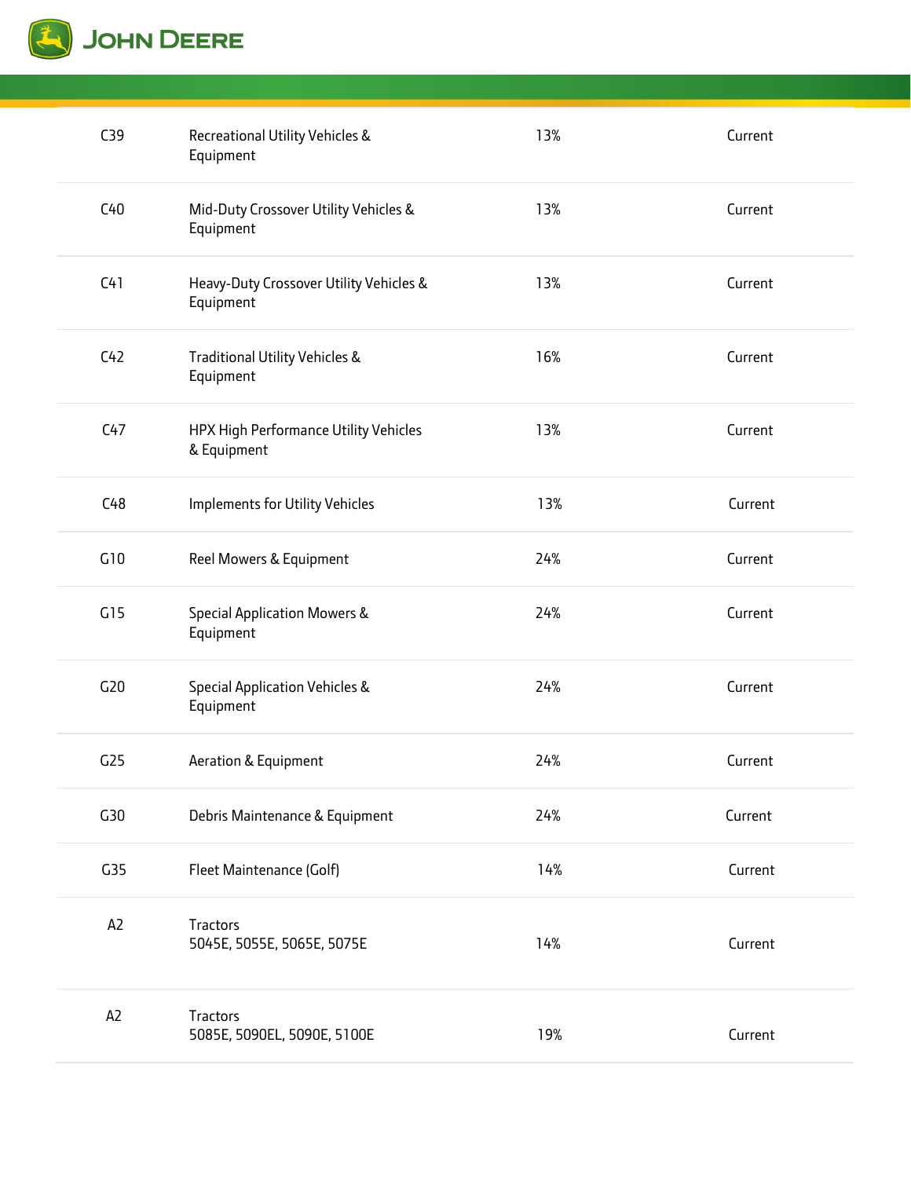| | | | |
|---|---|---|---|
| C39 | Recreational Utility Vehicles & Equipment | 13% | Current |
| C40 | Mid-Duty Crossover Utility Vehicles & Equipment | 13% | Current |
| C41 | Heavy-Duty Crossover Utility Vehicles & Equipment | 13% | Current |
| C42 | Traditional Utility Vehicles & Equipment | 16% | Current |
| C47 | HPX High Performance Utility Vehicles & Equipment | 13% | Current |
| C48 | Implements for Utility Vehicles | 13% | Current |
| G10 | Reel Mowers & Equipment | 24% | Current |
| G15 | Special Application Mowers & Equipment | 24% | Current |
| G20 | Special Application Vehicles & Equipment | 24% | Current |
| G25 | Aeration & Equipment | 24% | Current |
| G30 | Debris Maintenance & Equipment | 24% | Current |
| G35 | Fleet Maintenance (Golf) | 14% | Current |
| A2 | Tractors<br>5045E, 5055E, 5065E, 5075E | 14% | Current |
| A2 | Tractors<br>5085E, 5090EL, 5090E, 5100E | 19% | Current |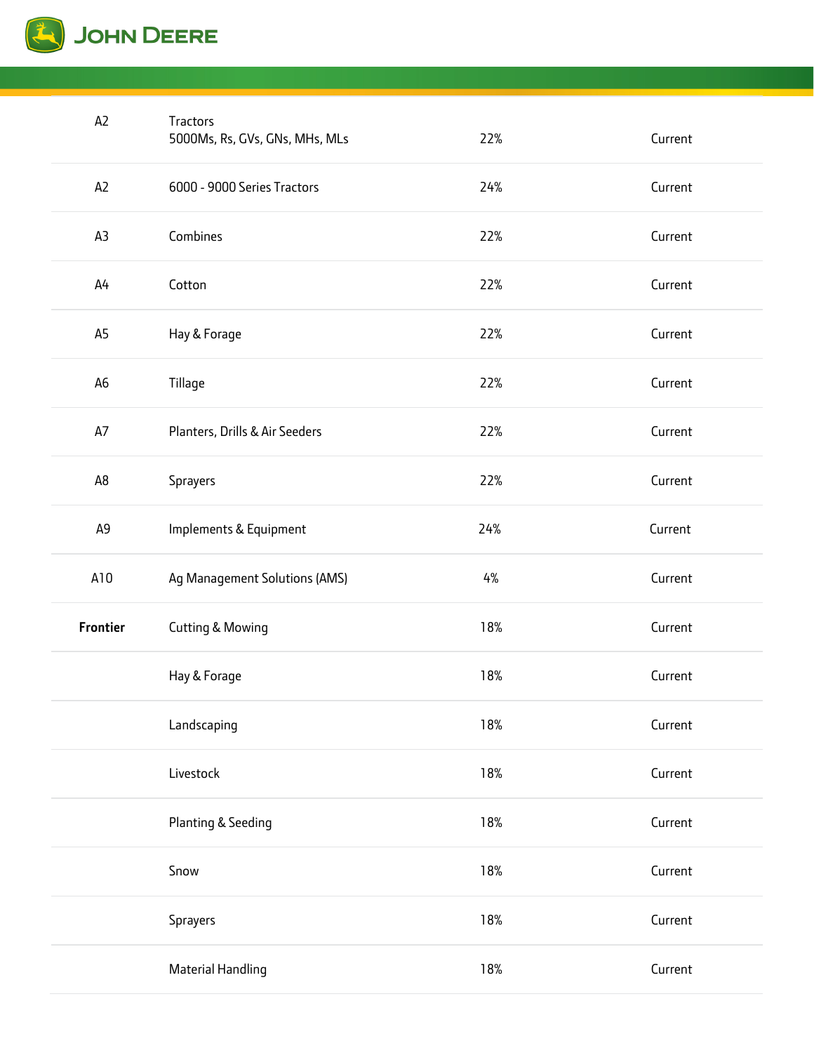| | | | |
|---|---|---|---|
| A2 | Tractors<br>5000Ms, Rs, GVs, GNs, MHs, MLs | 22% | Current |
| A2 | 6000 - 9000 Series Tractors | 24% | Current |
| A3 | Combines | 22% | Current |
| A4 | Cotton | 22% | Current |
| A5 | Hay & Forage | 22% | Current |
| A6 | Tillage | 22% | Current |
| A7 | Planters, Drills & Air Seeders | 22% | Current |
| A8 | Sprayers | 22% | Current |
| A9 | Implements & Equipment | 24% | Current |
| A10 | Ag Management Solutions (AMS) | 4% | Current |
| **Frontier** | Cutting & Mowing | 18% | Current |
| | Hay & Forage | 18% | Current |
| | Landscaping | 18% | Current |
| | Livestock | 18% | Current |
| | Planting & Seeding | 18% | Current |
| | Snow | 18% | Current |
| | Sprayers | 18% | Current |
| | Material Handling | 18% | Current |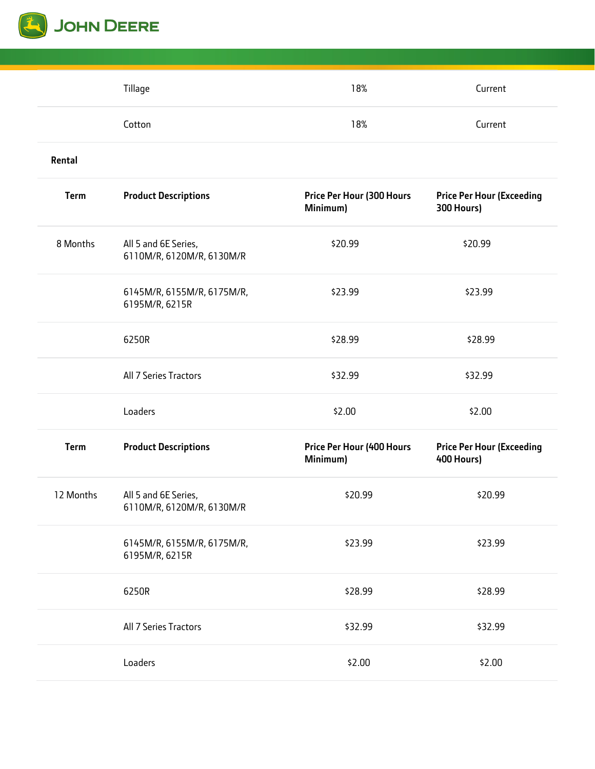| | | | |
|---|---|---|---|
| | Tillage | 18% | Current |
| | Cotton | 18% | Current |
| **Rental** | | | |
| **Term** | **Product Descriptions** | **Price Per Hour (300 Hours Minimum)** | **Price Per Hour (Exceeding 300 Hours)** |
| 8 Months | All 5 and 6E Series, 6110M/R, 6120M/R, 6130M/R | $20.99 | $20.99 |
| | 6145M/R, 6155M/R, 6175M/R, 6195M/R, 6215R | $23.99 | $23.99 |
| | 6250R | $28.99 | $28.99 |
| | All 7 Series Tractors | $32.99 | $32.99 |
| | Loaders | $2.00 | $2.00 |
| **Term** | **Product Descriptions** | **Price Per Hour (400 Hours Minimum)** | **Price Per Hour (Exceeding 400 Hours)** |
| 12 Months | All 5 and 6E Series, 6110M/R, 6120M/R, 6130M/R | $20.99 | $20.99 |
| | 6145M/R, 6155M/R, 6175M/R, 6195M/R, 6215R | $23.99 | $23.99 |
| | 6250R | $28.99 | $28.99 |
| | All 7 Series Tractors | $32.99 | $32.99 |
| | Loaders | $2.00 | $2.00 |